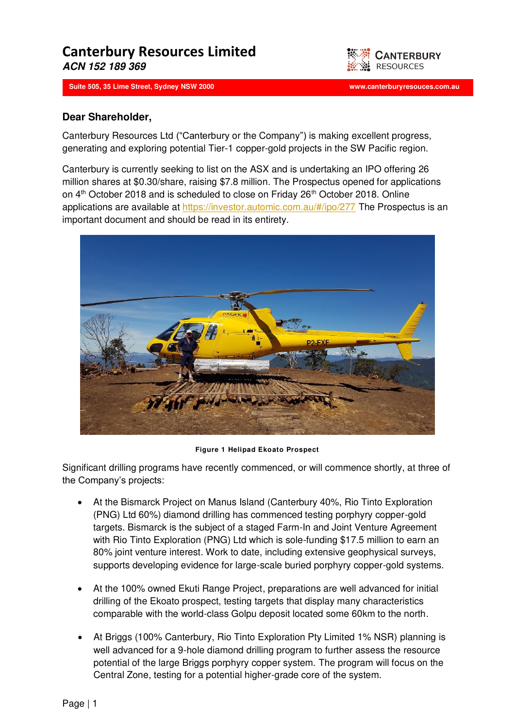# Canterbury Resources Limited

***ACN 152 189 369***

**Suite 505, 35 Lime Street, Sydney NSW 2000** **www.canterburyresouces.com.au**

### Dear Shareholder,

Canterbury Resources Ltd ("Canterbury or the Company") is making excellent progress, generating and exploring potential Tier-1 copper-gold projects in the SW Pacific region.

Canterbury is currently seeking to list on the ASX and is undertaking an IPO offering 26 million shares at $0.30/share, raising $7.8 million. The Prospectus opened for applications on 4th October 2018 and is scheduled to close on Friday 26th October 2018. Online applications are available at https://investor.automic.com.au/#/ipo/277 The Prospectus is an important document and should be read in its entirety.

**Figure 1 Helipad Ekoato Prospect**

Significant drilling programs have recently commenced, or will commence shortly, at three of the Company's projects:

- At the Bismarck Project on Manus Island (Canterbury 40%, Rio Tinto Exploration (PNG) Ltd 60%) diamond drilling has commenced testing porphyry copper-gold targets. Bismarck is the subject of a staged Farm-In and Joint Venture Agreement with Rio Tinto Exploration (PNG) Ltd which is sole-funding $17.5 million to earn an 80% joint venture interest. Work to date, including extensive geophysical surveys, supports developing evidence for large-scale buried porphyry copper-gold systems.

- At the 100% owned Ekuti Range Project, preparations are well advanced for initial drilling of the Ekoato prospect, testing targets that display many characteristics comparable with the world-class Golpu deposit located some 60km to the north.

- At Briggs (100% Canterbury, Rio Tinto Exploration Pty Limited 1% NSR) planning is well advanced for a 9-hole diamond drilling program to further assess the resource potential of the large Briggs porphyry copper system. The program will focus on the Central Zone, testing for a potential higher-grade core of the system.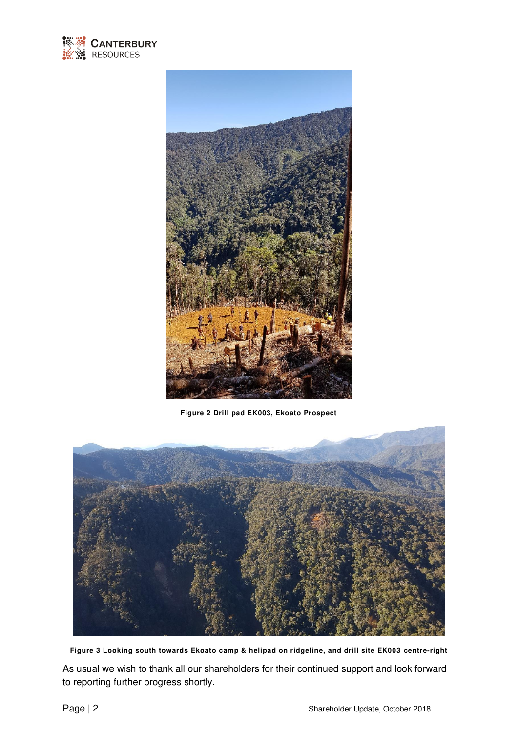Figure 2 Drill pad EK003, Ekoato Prospect

Figure 3 Looking south towards Ekoato camp & helipad on ridgeline, and drill site EK003 centre-right

As usual we wish to thank all our shareholders for their continued support and look forward to reporting further progress shortly.